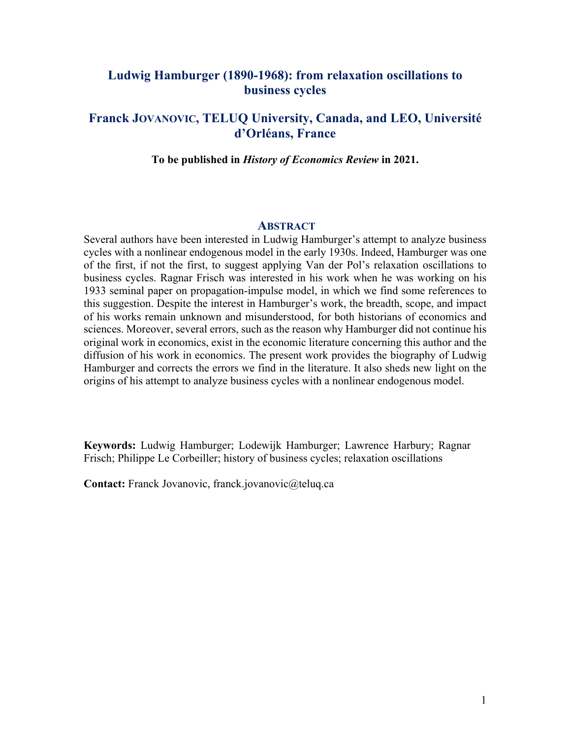# Ludwig Hamburger (1890-1968): from relaxation oscillations to business cycles

## Franck Jovanovic, TELUQ University, Canada, and LEO, Université d'Orléans, France

**To be published in *History of Economics Review* in 2021.**

### Abstract

Several authors have been interested in Ludwig Hamburger's attempt to analyze business cycles with a nonlinear endogenous model in the early 1930s. Indeed, Hamburger was one of the first, if not the first, to suggest applying Van der Pol's relaxation oscillations to business cycles. Ragnar Frisch was interested in his work when he was working on his 1933 seminal paper on propagation-impulse model, in which we find some references to this suggestion. Despite the interest in Hamburger's work, the breadth, scope, and impact of his works remain unknown and misunderstood, for both historians of economics and sciences. Moreover, several errors, such as the reason why Hamburger did not continue his original work in economics, exist in the economic literature concerning this author and the diffusion of his work in economics. The present work provides the biography of Ludwig Hamburger and corrects the errors we find in the literature. It also sheds new light on the origins of his attempt to analyze business cycles with a nonlinear endogenous model.

**Keywords:** Ludwig Hamburger; Lodewijk Hamburger; Lawrence Harbury; Ragnar Frisch; Philippe Le Corbeiller; history of business cycles; relaxation oscillations

**Contact:** Franck Jovanovic, franck.jovanovic@teluq.ca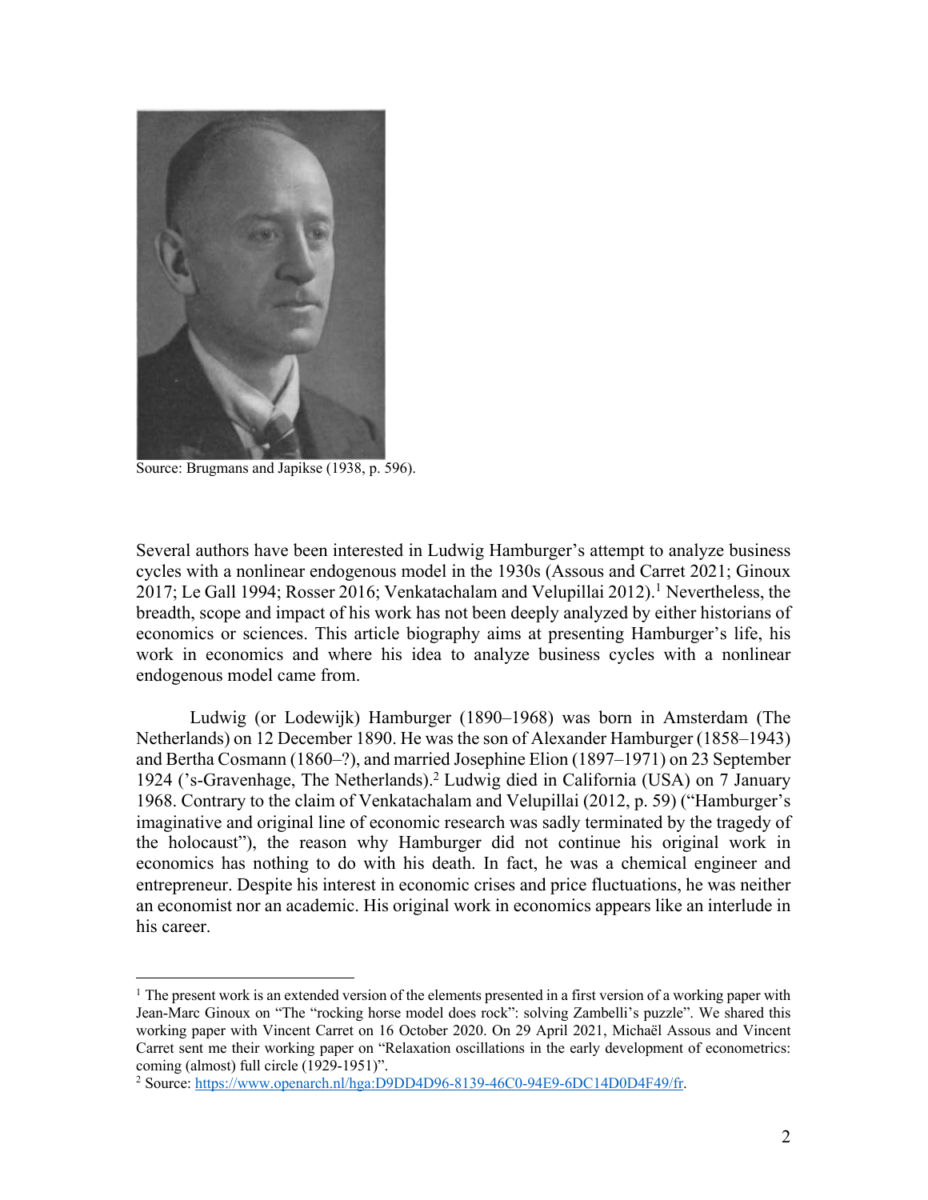Source: Brugmans and Japikse (1938, p. 596).

Several authors have been interested in Ludwig Hamburger's attempt to analyze business cycles with a nonlinear endogenous model in the 1930s (Assous and Carret 2021; Ginoux 2017; Le Gall 1994; Rosser 2016; Venkatachalam and Velupillai 2012).[1] Nevertheless, the breadth, scope and impact of his work has not been deeply analyzed by either historians of economics or sciences. This article biography aims at presenting Hamburger's life, his work in economics and where his idea to analyze business cycles with a nonlinear endogenous model came from.

Ludwig (or Lodewijk) Hamburger (1890–1968) was born in Amsterdam (The Netherlands) on 12 December 1890. He was the son of Alexander Hamburger (1858–1943) and Bertha Cosmann (1860–?), and married Josephine Elion (1897–1971) on 23 September 1924 ('s-Gravenhage, The Netherlands).[2] Ludwig died in California (USA) on 7 January 1968. Contrary to the claim of Venkatachalam and Velupillai (2012, p. 59) ("Hamburger's imaginative and original line of economic research was sadly terminated by the tragedy of the holocaust"), the reason why Hamburger did not continue his original work in economics has nothing to do with his death. In fact, he was a chemical engineer and entrepreneur. Despite his interest in economic crises and price fluctuations, he was neither an economist nor an academic. His original work in economics appears like an interlude in his career.

[1] The present work is an extended version of the elements presented in a first version of a working paper with Jean-Marc Ginoux on "The "rocking horse model does rock": solving Zambelli's puzzle". We shared this working paper with Vincent Carret on 16 October 2020. On 29 April 2021, Michaël Assous and Vincent Carret sent me their working paper on "Relaxation oscillations in the early development of econometrics: coming (almost) full circle (1929-1951)".

[2] Source: https://www.openarch.nl/hga:D9DD4D96-8139-46C0-94E9-6DC14D0D4F49/fr.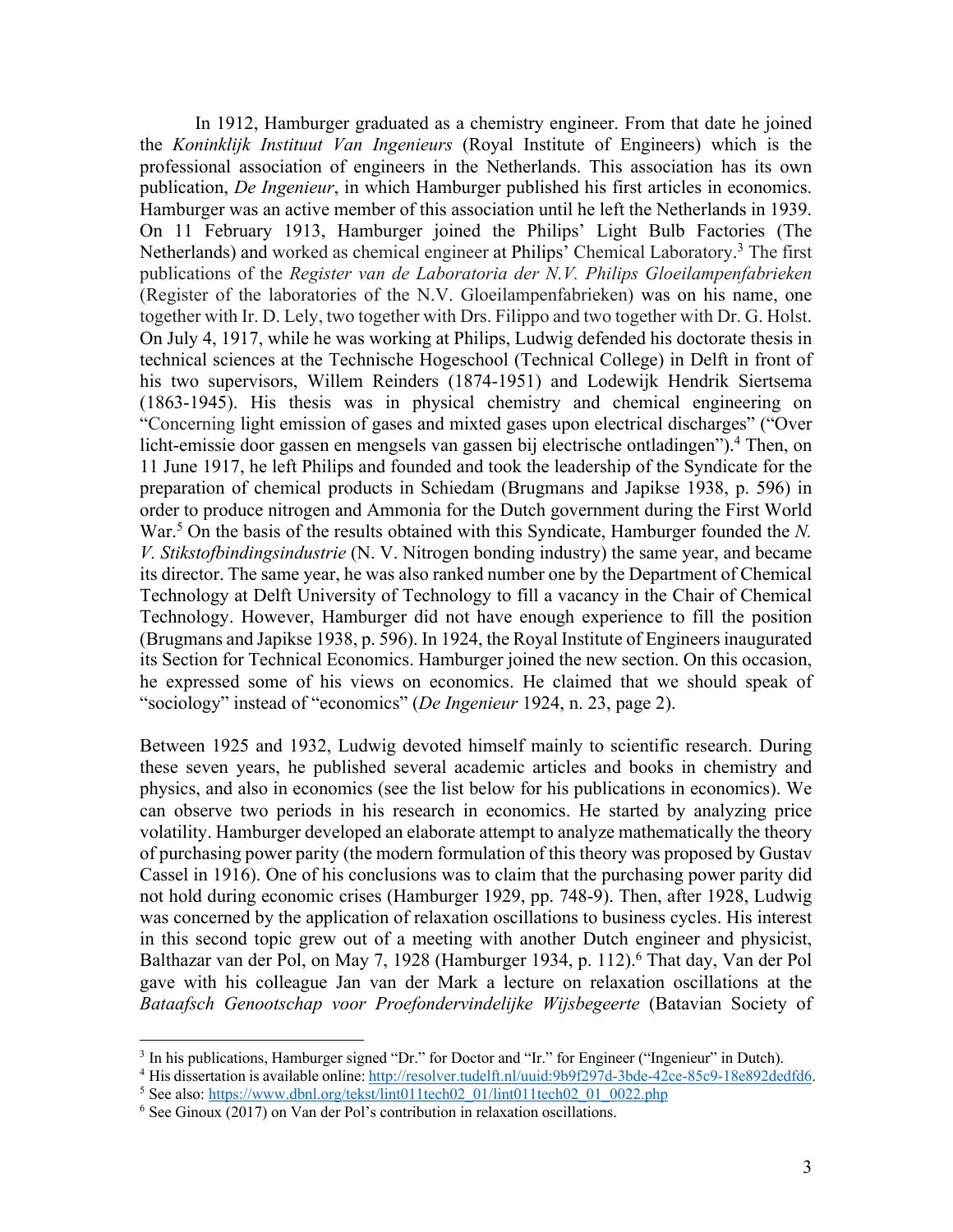In 1912, Hamburger graduated as a chemistry engineer. From that date he joined the *Koninklijk Instituut Van Ingenieurs* (Royal Institute of Engineers) which is the professional association of engineers in the Netherlands. This association has its own publication, *De Ingenieur*, in which Hamburger published his first articles in economics. Hamburger was an active member of this association until he left the Netherlands in 1939. On 11 February 1913, Hamburger joined the Philips' Light Bulb Factories (The Netherlands) and worked as chemical engineer at Philips' Chemical Laboratory.[3] The first publications of the *Register van de Laboratoria der N.V. Philips Gloeilampenfabrieken* (Register of the laboratories of the N.V. Gloeilampenfabrieken) was on his name, one together with Ir. D. Lely, two together with Drs. Filippo and two together with Dr. G. Holst. On July 4, 1917, while he was working at Philips, Ludwig defended his doctorate thesis in technical sciences at the Technische Hogeschool (Technical College) in Delft in front of his two supervisors, Willem Reinders (1874-1951) and Lodewijk Hendrik Siertsema (1863-1945). His thesis was in physical chemistry and chemical engineering on "Concerning light emission of gases and mixted gases upon electrical discharges" ("Over licht-emissie door gassen en mengsels van gassen bij electrische ontladingen").[4] Then, on 11 June 1917, he left Philips and founded and took the leadership of the Syndicate for the preparation of chemical products in Schiedam (Brugmans and Japikse 1938, p. 596) in order to produce nitrogen and Ammonia for the Dutch government during the First World War.[5] On the basis of the results obtained with this Syndicate, Hamburger founded the *N. V. Stikstofbindingsindustrie* (N. V. Nitrogen bonding industry) the same year, and became its director. The same year, he was also ranked number one by the Department of Chemical Technology at Delft University of Technology to fill a vacancy in the Chair of Chemical Technology. However, Hamburger did not have enough experience to fill the position (Brugmans and Japikse 1938, p. 596). In 1924, the Royal Institute of Engineers inaugurated its Section for Technical Economics. Hamburger joined the new section. On this occasion, he expressed some of his views on economics. He claimed that we should speak of "sociology" instead of "economics" (*De Ingenieur* 1924, n. 23, page 2).

Between 1925 and 1932, Ludwig devoted himself mainly to scientific research. During these seven years, he published several academic articles and books in chemistry and physics, and also in economics (see the list below for his publications in economics). We can observe two periods in his research in economics. He started by analyzing price volatility. Hamburger developed an elaborate attempt to analyze mathematically the theory of purchasing power parity (the modern formulation of this theory was proposed by Gustav Cassel in 1916). One of his conclusions was to claim that the purchasing power parity did not hold during economic crises (Hamburger 1929, pp. 748-9). Then, after 1928, Ludwig was concerned by the application of relaxation oscillations to business cycles. His interest in this second topic grew out of a meeting with another Dutch engineer and physicist, Balthazar van der Pol, on May 7, 1928 (Hamburger 1934, p. 112).[6] That day, Van der Pol gave with his colleague Jan van der Mark a lecture on relaxation oscillations at the *Bataafsch Genootschap voor Proefondervindelijke Wijsbegeerte* (Batavian Society of

---

[3] In his publications, Hamburger signed "Dr." for Doctor and "Ir." for Engineer ("Ingenieur" in Dutch).

[4] His dissertation is available online: http://resolver.tudelft.nl/uuid:9b9f297d-3bde-42ce-85c9-18e892dedfd6.

[5] See also: https://www.dbnl.org/tekst/lint011tech02_01/lint011tech02_01_0022.php

[6] See Ginoux (2017) on Van der Pol's contribution in relaxation oscillations.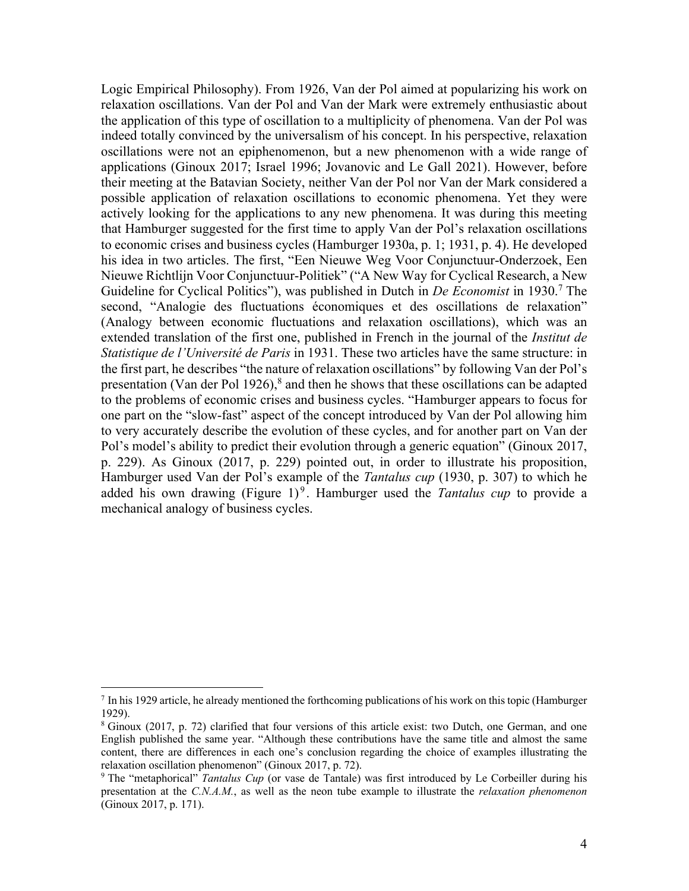Logic Empirical Philosophy). From 1926, Van der Pol aimed at popularizing his work on relaxation oscillations. Van der Pol and Van der Mark were extremely enthusiastic about the application of this type of oscillation to a multiplicity of phenomena. Van der Pol was indeed totally convinced by the universalism of his concept. In his perspective, relaxation oscillations were not an epiphenomenon, but a new phenomenon with a wide range of applications (Ginoux 2017; Israel 1996; Jovanovic and Le Gall 2021). However, before their meeting at the Batavian Society, neither Van der Pol nor Van der Mark considered a possible application of relaxation oscillations to economic phenomena. Yet they were actively looking for the applications to any new phenomena. It was during this meeting that Hamburger suggested for the first time to apply Van der Pol's relaxation oscillations to economic crises and business cycles (Hamburger 1930a, p. 1; 1931, p. 4). He developed his idea in two articles. The first, "Een Nieuwe Weg Voor Conjunctuur-Onderzoek, Een Nieuwe Richtlijn Voor Conjunctuur-Politiek" ("A New Way for Cyclical Research, a New Guideline for Cyclical Politics"), was published in Dutch in *De Economist* in 1930.[7] The second, "Analogie des fluctuations économiques et des oscillations de relaxation" (Analogy between economic fluctuations and relaxation oscillations), which was an extended translation of the first one, published in French in the journal of the *Institut de Statistique de l'Université de Paris* in 1931. These two articles have the same structure: in the first part, he describes "the nature of relaxation oscillations" by following Van der Pol's presentation (Van der Pol 1926),[8] and then he shows that these oscillations can be adapted to the problems of economic crises and business cycles. "Hamburger appears to focus for one part on the "slow-fast" aspect of the concept introduced by Van der Pol allowing him to very accurately describe the evolution of these cycles, and for another part on Van der Pol's model's ability to predict their evolution through a generic equation" (Ginoux 2017, p. 229). As Ginoux (2017, p. 229) pointed out, in order to illustrate his proposition, Hamburger used Van der Pol's example of the *Tantalus cup* (1930, p. 307) to which he added his own drawing (Figure 1)[9]. Hamburger used the *Tantalus cup* to provide a mechanical analogy of business cycles.

[7] In his 1929 article, he already mentioned the forthcoming publications of his work on this topic (Hamburger 1929).

[8] Ginoux (2017, p. 72) clarified that four versions of this article exist: two Dutch, one German, and one English published the same year. "Although these contributions have the same title and almost the same content, there are differences in each one's conclusion regarding the choice of examples illustrating the relaxation oscillation phenomenon" (Ginoux 2017, p. 72).

[9] The "metaphorical" *Tantalus Cup* (or vase de Tantale) was first introduced by Le Corbeiller during his presentation at the *C.N.A.M.*, as well as the neon tube example to illustrate the *relaxation phenomenon* (Ginoux 2017, p. 171).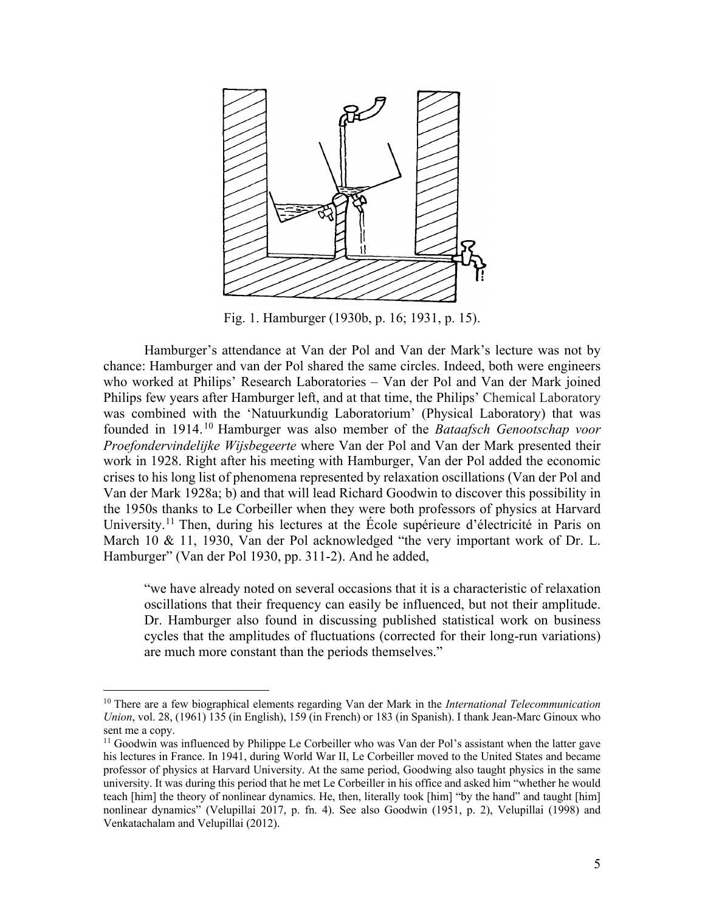Fig. 1. Hamburger (1930b, p. 16; 1931, p. 15).

Hamburger's attendance at Van der Pol and Van der Mark's lecture was not by chance: Hamburger and van der Pol shared the same circles. Indeed, both were engineers who worked at Philips' Research Laboratories – Van der Pol and Van der Mark joined Philips few years after Hamburger left, and at that time, the Philips' Chemical Laboratory was combined with the 'Natuurkundig Laboratorium' (Physical Laboratory) that was founded in 1914.[10] Hamburger was also member of the *Bataafsch Genootschap voor Proefondervindelijke Wijsbegeerte* where Van der Pol and Van der Mark presented their work in 1928. Right after his meeting with Hamburger, Van der Pol added the economic crises to his long list of phenomena represented by relaxation oscillations (Van der Pol and Van der Mark 1928a; b) and that will lead Richard Goodwin to discover this possibility in the 1950s thanks to Le Corbeiller when they were both professors of physics at Harvard University.[11] Then, during his lectures at the École supérieure d'électricité in Paris on March 10 & 11, 1930, Van der Pol acknowledged "the very important work of Dr. L. Hamburger" (Van der Pol 1930, pp. 311-2). And he added,

> "we have already noted on several occasions that it is a characteristic of relaxation oscillations that their frequency can easily be influenced, but not their amplitude. Dr. Hamburger also found in discussing published statistical work on business cycles that the amplitudes of fluctuations (corrected for their long-run variations) are much more constant than the periods themselves."

---

[10] There are a few biographical elements regarding Van der Mark in the *International Telecommunication Union*, vol. 28, (1961) 135 (in English), 159 (in French) or 183 (in Spanish). I thank Jean-Marc Ginoux who sent me a copy.

[11] Goodwin was influenced by Philippe Le Corbeiller who was Van der Pol's assistant when the latter gave his lectures in France. In 1941, during World War II, Le Corbeiller moved to the United States and became professor of physics at Harvard University. At the same period, Goodwing also taught physics in the same university. It was during this period that he met Le Corbeiller in his office and asked him "whether he would teach [him] the theory of nonlinear dynamics. He, then, literally took [him] "by the hand" and taught [him] nonlinear dynamics" (Velupillai 2017, p. fn. 4). See also Goodwin (1951, p. 2), Velupillai (1998) and Venkatachalam and Velupillai (2012).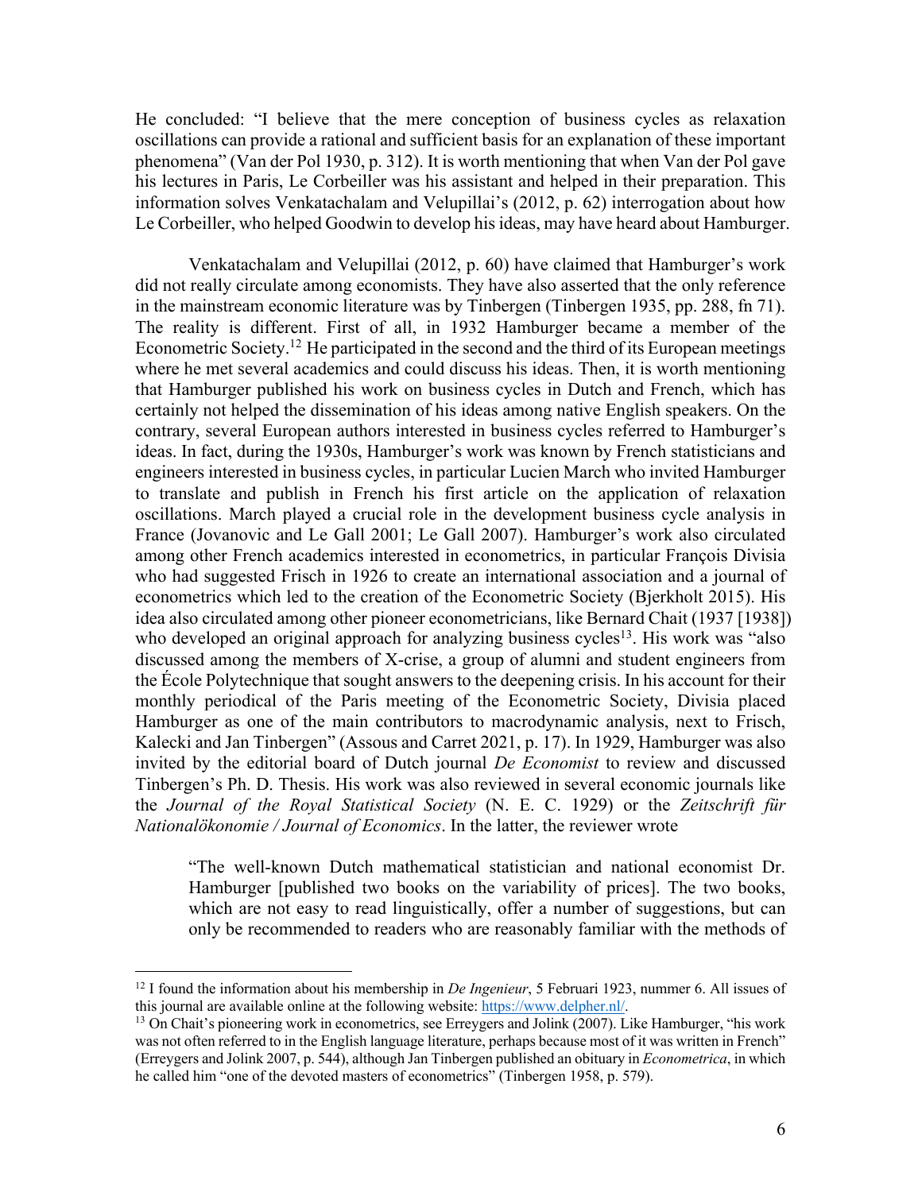He concluded: "I believe that the mere conception of business cycles as relaxation oscillations can provide a rational and sufficient basis for an explanation of these important phenomena" (Van der Pol 1930, p. 312). It is worth mentioning that when Van der Pol gave his lectures in Paris, Le Corbeiller was his assistant and helped in their preparation. This information solves Venkatachalam and Velupillai's (2012, p. 62) interrogation about how Le Corbeiller, who helped Goodwin to develop his ideas, may have heard about Hamburger.

Venkatachalam and Velupillai (2012, p. 60) have claimed that Hamburger's work did not really circulate among economists. They have also asserted that the only reference in the mainstream economic literature was by Tinbergen (Tinbergen 1935, pp. 288, fn 71). The reality is different. First of all, in 1932 Hamburger became a member of the Econometric Society.[12] He participated in the second and the third of its European meetings where he met several academics and could discuss his ideas. Then, it is worth mentioning that Hamburger published his work on business cycles in Dutch and French, which has certainly not helped the dissemination of his ideas among native English speakers. On the contrary, several European authors interested in business cycles referred to Hamburger's ideas. In fact, during the 1930s, Hamburger's work was known by French statisticians and engineers interested in business cycles, in particular Lucien March who invited Hamburger to translate and publish in French his first article on the application of relaxation oscillations. March played a crucial role in the development business cycle analysis in France (Jovanovic and Le Gall 2001; Le Gall 2007). Hamburger's work also circulated among other French academics interested in econometrics, in particular François Divisia who had suggested Frisch in 1926 to create an international association and a journal of econometrics which led to the creation of the Econometric Society (Bjerkholt 2015). His idea also circulated among other pioneer econometricians, like Bernard Chait (1937 [1938]) who developed an original approach for analyzing business cycles[13]. His work was "also discussed among the members of X-crise, a group of alumni and student engineers from the École Polytechnique that sought answers to the deepening crisis. In his account for their monthly periodical of the Paris meeting of the Econometric Society, Divisia placed Hamburger as one of the main contributors to macrodynamic analysis, next to Frisch, Kalecki and Jan Tinbergen" (Assous and Carret 2021, p. 17). In 1929, Hamburger was also invited by the editorial board of Dutch journal *De Economist* to review and discussed Tinbergen's Ph. D. Thesis. His work was also reviewed in several economic journals like the *Journal of the Royal Statistical Society* (N. E. C. 1929) or the *Zeitschrift für Nationalökonomie / Journal of Economics*. In the latter, the reviewer wrote

> "The well-known Dutch mathematical statistician and national economist Dr. Hamburger [published two books on the variability of prices]. The two books, which are not easy to read linguistically, offer a number of suggestions, but can only be recommended to readers who are reasonably familiar with the methods of

[12] I found the information about his membership in *De Ingenieur*, 5 Februari 1923, nummer 6. All issues of this journal are available online at the following website: https://www.delpher.nl/.

[13] On Chait's pioneering work in econometrics, see Erreygers and Jolink (2007). Like Hamburger, "his work was not often referred to in the English language literature, perhaps because most of it was written in French" (Erreygers and Jolink 2007, p. 544), although Jan Tinbergen published an obituary in *Econometrica*, in which he called him "one of the devoted masters of econometrics" (Tinbergen 1958, p. 579).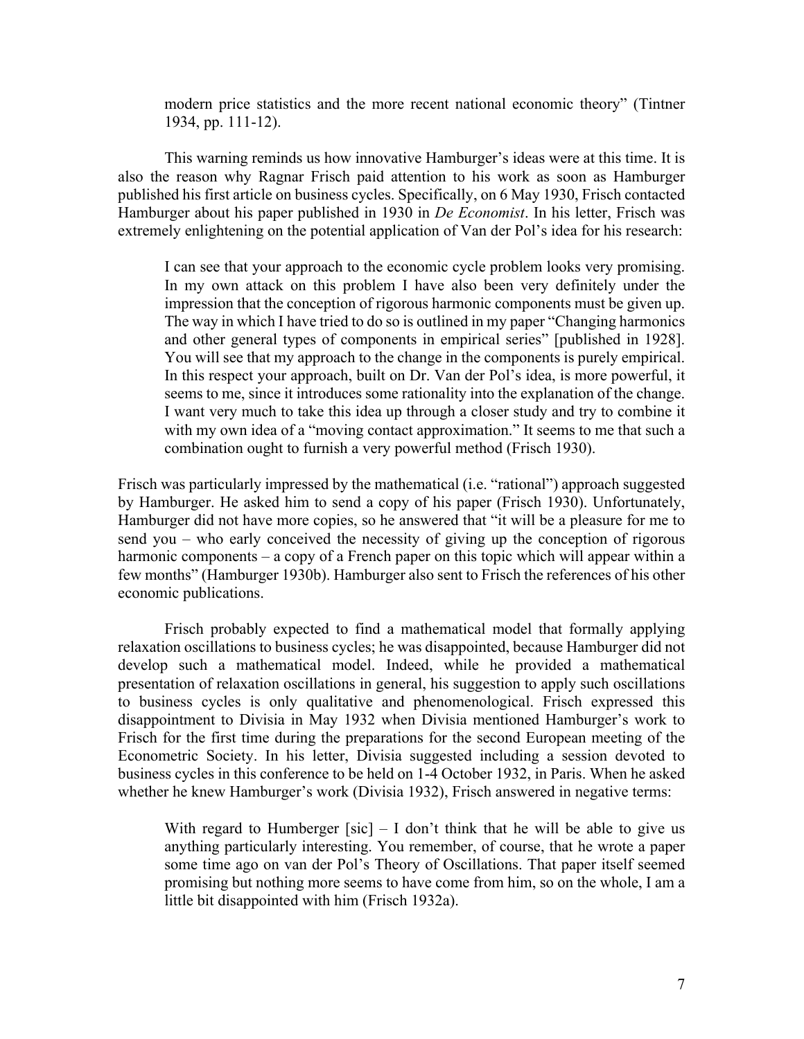modern price statistics and the more recent national economic theory" (Tintner 1934, pp. 111-12).

This warning reminds us how innovative Hamburger's ideas were at this time. It is also the reason why Ragnar Frisch paid attention to his work as soon as Hamburger published his first article on business cycles. Specifically, on 6 May 1930, Frisch contacted Hamburger about his paper published in 1930 in *De Economist*. In his letter, Frisch was extremely enlightening on the potential application of Van der Pol's idea for his research:

> I can see that your approach to the economic cycle problem looks very promising. In my own attack on this problem I have also been very definitely under the impression that the conception of rigorous harmonic components must be given up. The way in which I have tried to do so is outlined in my paper "Changing harmonics and other general types of components in empirical series" [published in 1928]. You will see that my approach to the change in the components is purely empirical. In this respect your approach, built on Dr. Van der Pol's idea, is more powerful, it seems to me, since it introduces some rationality into the explanation of the change. I want very much to take this idea up through a closer study and try to combine it with my own idea of a "moving contact approximation." It seems to me that such a combination ought to furnish a very powerful method (Frisch 1930).

Frisch was particularly impressed by the mathematical (i.e. "rational") approach suggested by Hamburger. He asked him to send a copy of his paper (Frisch 1930). Unfortunately, Hamburger did not have more copies, so he answered that "it will be a pleasure for me to send you – who early conceived the necessity of giving up the conception of rigorous harmonic components – a copy of a French paper on this topic which will appear within a few months" (Hamburger 1930b). Hamburger also sent to Frisch the references of his other economic publications.

Frisch probably expected to find a mathematical model that formally applying relaxation oscillations to business cycles; he was disappointed, because Hamburger did not develop such a mathematical model. Indeed, while he provided a mathematical presentation of relaxation oscillations in general, his suggestion to apply such oscillations to business cycles is only qualitative and phenomenological. Frisch expressed this disappointment to Divisia in May 1932 when Divisia mentioned Hamburger's work to Frisch for the first time during the preparations for the second European meeting of the Econometric Society. In his letter, Divisia suggested including a session devoted to business cycles in this conference to be held on 1-4 October 1932, in Paris. When he asked whether he knew Hamburger's work (Divisia 1932), Frisch answered in negative terms:

> With regard to Humberger [sic] – I don't think that he will be able to give us anything particularly interesting. You remember, of course, that he wrote a paper some time ago on van der Pol's Theory of Oscillations. That paper itself seemed promising but nothing more seems to have come from him, so on the whole, I am a little bit disappointed with him (Frisch 1932a).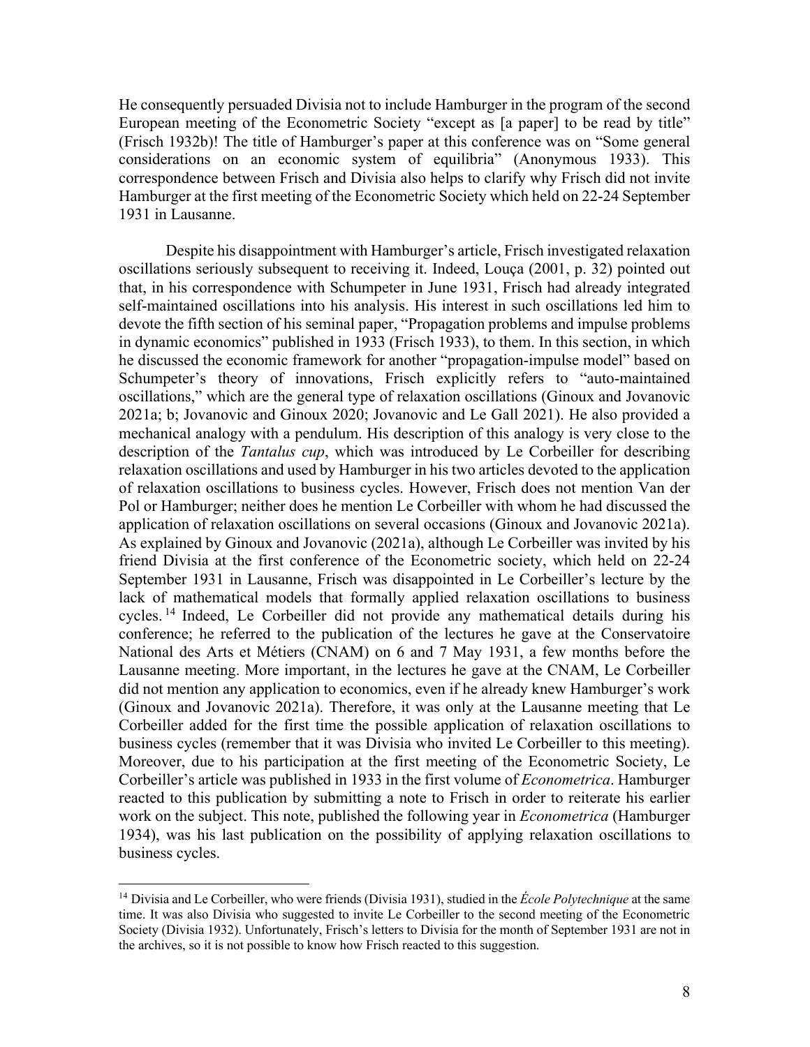He consequently persuaded Divisia not to include Hamburger in the program of the second European meeting of the Econometric Society "except as [a paper] to be read by title" (Frisch 1932b)! The title of Hamburger's paper at this conference was on "Some general considerations on an economic system of equilibria" (Anonymous 1933). This correspondence between Frisch and Divisia also helps to clarify why Frisch did not invite Hamburger at the first meeting of the Econometric Society which held on 22-24 September 1931 in Lausanne.

Despite his disappointment with Hamburger's article, Frisch investigated relaxation oscillations seriously subsequent to receiving it. Indeed, Louça (2001, p. 32) pointed out that, in his correspondence with Schumpeter in June 1931, Frisch had already integrated self-maintained oscillations into his analysis. His interest in such oscillations led him to devote the fifth section of his seminal paper, "Propagation problems and impulse problems in dynamic economics" published in 1933 (Frisch 1933), to them. In this section, in which he discussed the economic framework for another "propagation-impulse model" based on Schumpeter's theory of innovations, Frisch explicitly refers to "auto-maintained oscillations," which are the general type of relaxation oscillations (Ginoux and Jovanovic 2021a; b; Jovanovic and Ginoux 2020; Jovanovic and Le Gall 2021). He also provided a mechanical analogy with a pendulum. His description of this analogy is very close to the description of the *Tantalus cup*, which was introduced by Le Corbeiller for describing relaxation oscillations and used by Hamburger in his two articles devoted to the application of relaxation oscillations to business cycles. However, Frisch does not mention Van der Pol or Hamburger; neither does he mention Le Corbeiller with whom he had discussed the application of relaxation oscillations on several occasions (Ginoux and Jovanovic 2021a). As explained by Ginoux and Jovanovic (2021a), although Le Corbeiller was invited by his friend Divisia at the first conference of the Econometric society, which held on 22-24 September 1931 in Lausanne, Frisch was disappointed in Le Corbeiller's lecture by the lack of mathematical models that formally applied relaxation oscillations to business cycles.[14] Indeed, Le Corbeiller did not provide any mathematical details during his conference; he referred to the publication of the lectures he gave at the Conservatoire National des Arts et Métiers (CNAM) on 6 and 7 May 1931, a few months before the Lausanne meeting. More important, in the lectures he gave at the CNAM, Le Corbeiller did not mention any application to economics, even if he already knew Hamburger's work (Ginoux and Jovanovic 2021a). Therefore, it was only at the Lausanne meeting that Le Corbeiller added for the first time the possible application of relaxation oscillations to business cycles (remember that it was Divisia who invited Le Corbeiller to this meeting). Moreover, due to his participation at the first meeting of the Econometric Society, Le Corbeiller's article was published in 1933 in the first volume of *Econometrica*. Hamburger reacted to this publication by submitting a note to Frisch in order to reiterate his earlier work on the subject. This note, published the following year in *Econometrica* (Hamburger 1934), was his last publication on the possibility of applying relaxation oscillations to business cycles.

---

[14] Divisia and Le Corbeiller, who were friends (Divisia 1931), studied in the *École Polytechnique* at the same time. It was also Divisia who suggested to invite Le Corbeiller to the second meeting of the Econometric Society (Divisia 1932). Unfortunately, Frisch's letters to Divisia for the month of September 1931 are not in the archives, so it is not possible to know how Frisch reacted to this suggestion.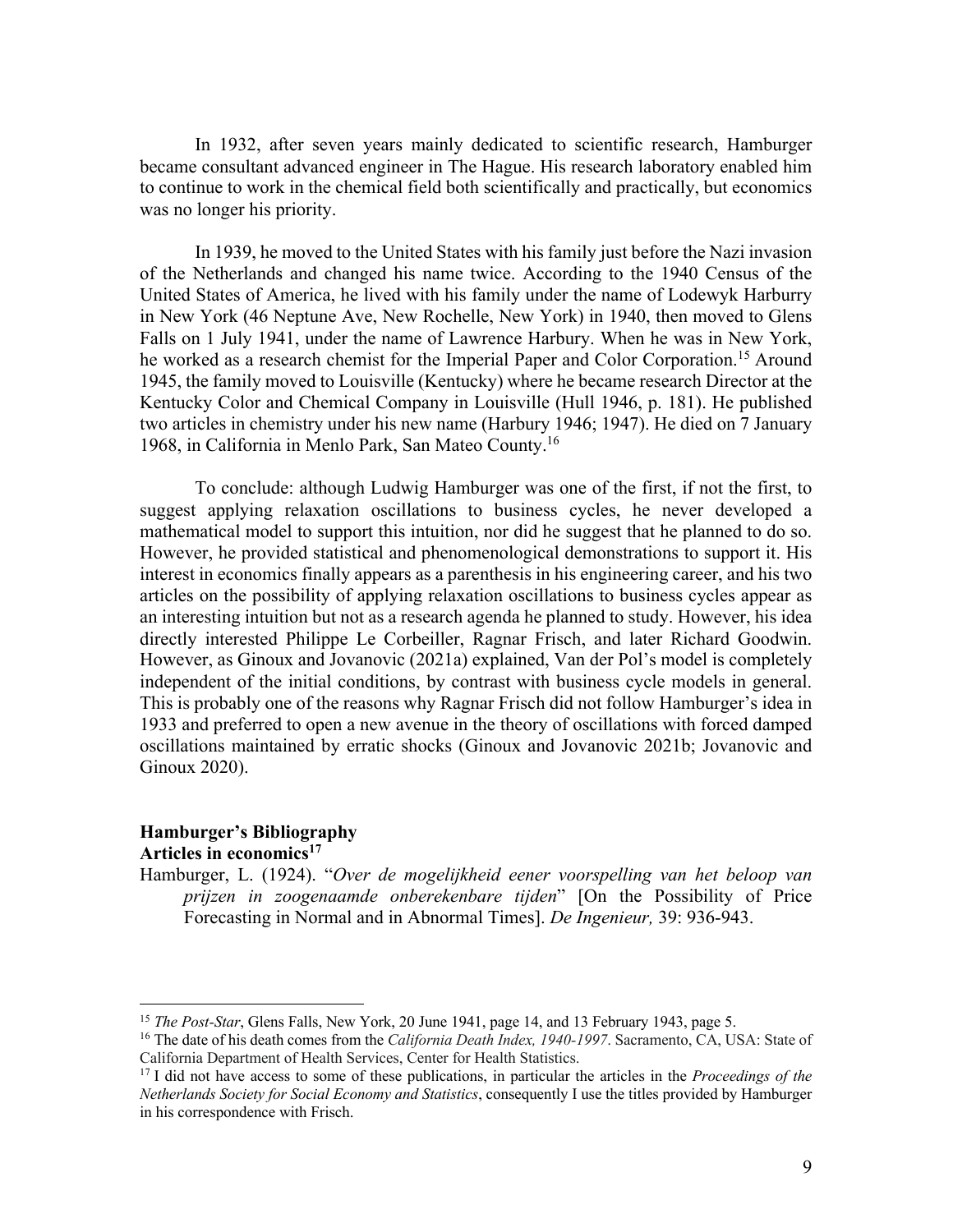In 1932, after seven years mainly dedicated to scientific research, Hamburger became consultant advanced engineer in The Hague. His research laboratory enabled him to continue to work in the chemical field both scientifically and practically, but economics was no longer his priority.

In 1939, he moved to the United States with his family just before the Nazi invasion of the Netherlands and changed his name twice. According to the 1940 Census of the United States of America, he lived with his family under the name of Lodewyk Harburry in New York (46 Neptune Ave, New Rochelle, New York) in 1940, then moved to Glens Falls on 1 July 1941, under the name of Lawrence Harbury. When he was in New York, he worked as a research chemist for the Imperial Paper and Color Corporation.[15] Around 1945, the family moved to Louisville (Kentucky) where he became research Director at the Kentucky Color and Chemical Company in Louisville (Hull 1946, p. 181). He published two articles in chemistry under his new name (Harbury 1946; 1947). He died on 7 January 1968, in California in Menlo Park, San Mateo County.[16]

To conclude: although Ludwig Hamburger was one of the first, if not the first, to suggest applying relaxation oscillations to business cycles, he never developed a mathematical model to support this intuition, nor did he suggest that he planned to do so. However, he provided statistical and phenomenological demonstrations to support it. His interest in economics finally appears as a parenthesis in his engineering career, and his two articles on the possibility of applying relaxation oscillations to business cycles appear as an interesting intuition but not as a research agenda he planned to study. However, his idea directly interested Philippe Le Corbeiller, Ragnar Frisch, and later Richard Goodwin. However, as Ginoux and Jovanovic (2021a) explained, Van der Pol's model is completely independent of the initial conditions, by contrast with business cycle models in general. This is probably one of the reasons why Ragnar Frisch did not follow Hamburger's idea in 1933 and preferred to open a new avenue in the theory of oscillations with forced damped oscillations maintained by erratic shocks (Ginoux and Jovanovic 2021b; Jovanovic and Ginoux 2020).

## Hamburger's Bibliography

### Articles in economics[17]

Hamburger, L. (1924). "*Over de mogelijkheid eener voorspelling van het beloop van prijzen in zoogenaamde onberekenbare tijden*" [On the Possibility of Price Forecasting in Normal and in Abnormal Times]. *De Ingenieur,* 39: 936-943.

---

[15] *The Post-Star*, Glens Falls, New York, 20 June 1941, page 14, and 13 February 1943, page 5.

[16] The date of his death comes from the *California Death Index, 1940-1997*. Sacramento, CA, USA: State of California Department of Health Services, Center for Health Statistics.

[17] I did not have access to some of these publications, in particular the articles in the *Proceedings of the Netherlands Society for Social Economy and Statistics*, consequently I use the titles provided by Hamburger in his correspondence with Frisch.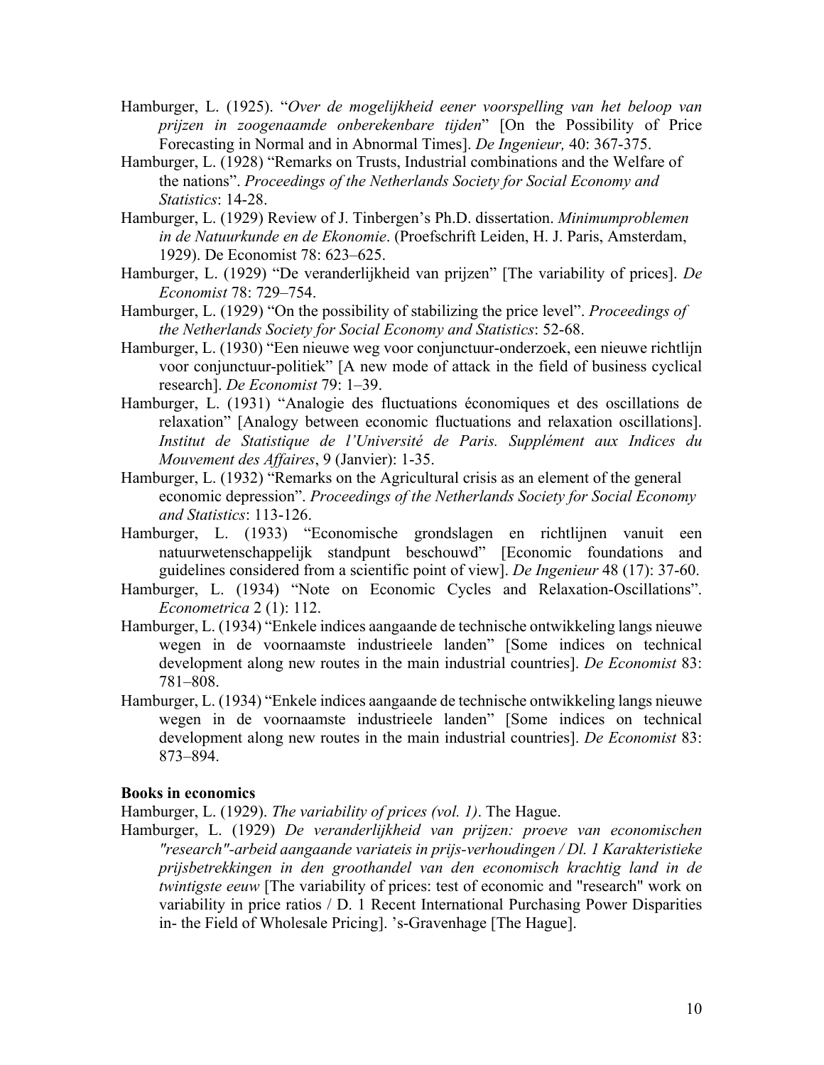Hamburger, L. (1925). "*Over de mogelijkheid eener voorspelling van het beloop van prijzen in zoogenaamde onberekenbare tijden*" [On the Possibility of Price Forecasting in Normal and in Abnormal Times]. *De Ingenieur,* 40: 367-375.

Hamburger, L. (1928) "Remarks on Trusts, Industrial combinations and the Welfare of the nations". *Proceedings of the Netherlands Society for Social Economy and Statistics*: 14-28.

Hamburger, L. (1929) Review of J. Tinbergen's Ph.D. dissertation. *Minimumproblemen in de Natuurkunde en de Ekonomie*. (Proefschrift Leiden, H. J. Paris, Amsterdam, 1929). De Economist 78: 623–625.

Hamburger, L. (1929) "De veranderlijkheid van prijzen" [The variability of prices]. *De Economist* 78: 729–754.

Hamburger, L. (1929) "On the possibility of stabilizing the price level". *Proceedings of the Netherlands Society for Social Economy and Statistics*: 52-68.

Hamburger, L. (1930) "Een nieuwe weg voor conjunctuur-onderzoek, een nieuwe richtlijn voor conjunctuur-politiek" [A new mode of attack in the field of business cyclical research]. *De Economist* 79: 1–39.

Hamburger, L. (1931) "Analogie des fluctuations économiques et des oscillations de relaxation" [Analogy between economic fluctuations and relaxation oscillations]. *Institut de Statistique de l'Université de Paris. Supplément aux Indices du Mouvement des Affaires*, 9 (Janvier): 1-35.

Hamburger, L. (1932) "Remarks on the Agricultural crisis as an element of the general economic depression". *Proceedings of the Netherlands Society for Social Economy and Statistics*: 113-126.

Hamburger, L. (1933) "Economische grondslagen en richtlijnen vanuit een natuurwetenschappelijk standpunt beschouwd" [Economic foundations and guidelines considered from a scientific point of view]. *De Ingenieur* 48 (17): 37-60.

Hamburger, L. (1934) "Note on Economic Cycles and Relaxation-Oscillations". *Econometrica* 2 (1): 112.

Hamburger, L. (1934) "Enkele indices aangaande de technische ontwikkeling langs nieuwe wegen in de voornaamste industrieele landen" [Some indices on technical development along new routes in the main industrial countries]. *De Economist* 83: 781–808.

Hamburger, L. (1934) "Enkele indices aangaande de technische ontwikkeling langs nieuwe wegen in de voornaamste industrieele landen" [Some indices on technical development along new routes in the main industrial countries]. *De Economist* 83: 873–894.

**Books in economics**

Hamburger, L. (1929). *The variability of prices (vol. 1)*. The Hague.

Hamburger, L. (1929) *De veranderlijkheid van prijzen: proeve van economischen "research"-arbeid aangaande variateis in prijs-verhoudingen / Dl. 1 Karakteristieke prijsbetrekkingen in den groothandel van den economisch krachtig land in de twintigste eeuw* [The variability of prices: test of economic and "research" work on variability in price ratios / D. 1 Recent International Purchasing Power Disparities in- the Field of Wholesale Pricing]. 's-Gravenhage [The Hague].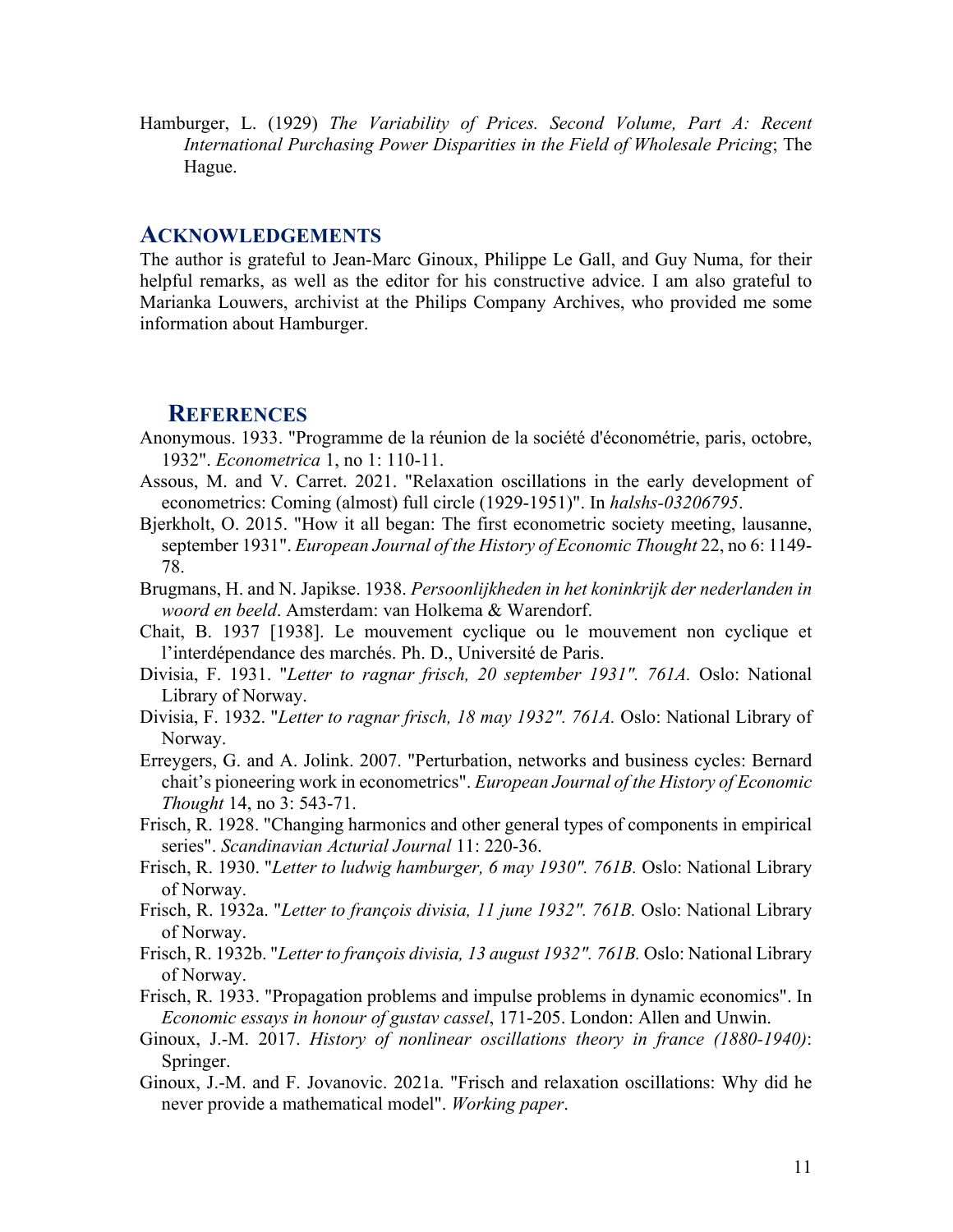Hamburger, L. (1929) *The Variability of Prices. Second Volume, Part A: Recent International Purchasing Power Disparities in the Field of Wholesale Pricing*; The Hague.

## ACKNOWLEDGEMENTS

The author is grateful to Jean-Marc Ginoux, Philippe Le Gall, and Guy Numa, for their helpful remarks, as well as the editor for his constructive advice. I am also grateful to Marianka Louwers, archivist at the Philips Company Archives, who provided me some information about Hamburger.

## REFERENCES

Anonymous. 1933. "Programme de la réunion de la société d'économétrie, paris, octobre, 1932". *Econometrica* 1, no 1: 110-11.

Assous, M. and V. Carret. 2021. "Relaxation oscillations in the early development of econometrics: Coming (almost) full circle (1929-1951)". In *halshs-03206795*.

Bjerkholt, O. 2015. "How it all began: The first econometric society meeting, lausanne, september 1931". *European Journal of the History of Economic Thought* 22, no 6: 1149-78.

Brugmans, H. and N. Japikse. 1938. *Persoonlijkheden in het koninkrijk der nederlanden in woord en beeld*. Amsterdam: van Holkema & Warendorf.

Chait, B. 1937 [1938]. Le mouvement cyclique ou le mouvement non cyclique et l'interdépendance des marchés. Ph. D., Université de Paris.

Divisia, F. 1931. "*Letter to ragnar frisch, 20 september 1931". 761A.* Oslo: National Library of Norway.

Divisia, F. 1932. "*Letter to ragnar frisch, 18 may 1932". 761A.* Oslo: National Library of Norway.

Erreygers, G. and A. Jolink. 2007. "Perturbation, networks and business cycles: Bernard chait's pioneering work in econometrics". *European Journal of the History of Economic Thought* 14, no 3: 543-71.

Frisch, R. 1928. "Changing harmonics and other general types of components in empirical series". *Scandinavian Acturial Journal* 11: 220-36.

Frisch, R. 1930. "*Letter to ludwig hamburger, 6 may 1930". 761B.* Oslo: National Library of Norway.

Frisch, R. 1932a. "*Letter to françois divisia, 11 june 1932". 761B.* Oslo: National Library of Norway.

Frisch, R. 1932b. "*Letter to françois divisia, 13 august 1932". 761B.* Oslo: National Library of Norway.

Frisch, R. 1933. "Propagation problems and impulse problems in dynamic economics". In *Economic essays in honour of gustav cassel*, 171-205. London: Allen and Unwin.

Ginoux, J.-M. 2017. *History of nonlinear oscillations theory in france (1880-1940)*: Springer.

Ginoux, J.-M. and F. Jovanovic. 2021a. "Frisch and relaxation oscillations: Why did he never provide a mathematical model". *Working paper*.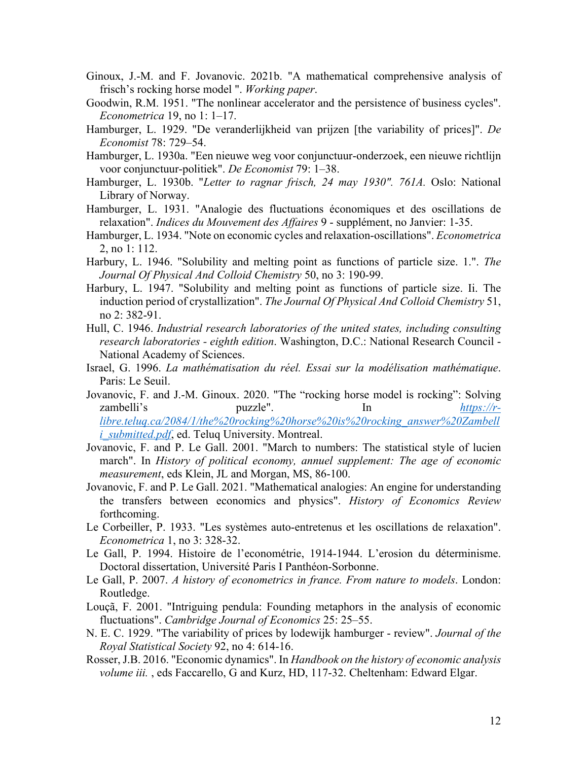Ginoux, J.-M. and F. Jovanovic. 2021b. "A mathematical comprehensive analysis of frisch's rocking horse model ". *Working paper*.

Goodwin, R.M. 1951. "The nonlinear accelerator and the persistence of business cycles". *Econometrica* 19, no 1: 1–17.

Hamburger, L. 1929. "De veranderlijkheid van prijzen [the variability of prices]". *De Economist* 78: 729–54.

Hamburger, L. 1930a. "Een nieuwe weg voor conjunctuur-onderzoek, een nieuwe richtlijn voor conjunctuur-politiek". *De Economist* 79: 1–38.

Hamburger, L. 1930b. "*Letter to ragnar frisch, 24 may 1930". 761A.* Oslo: National Library of Norway.

Hamburger, L. 1931. "Analogie des fluctuations économiques et des oscillations de relaxation". *Indices du Mouvement des Affaires* 9 - supplément, no Janvier: 1-35.

Hamburger, L. 1934. "Note on economic cycles and relaxation-oscillations". *Econometrica* 2, no 1: 112.

Harbury, L. 1946. "Solubility and melting point as functions of particle size. 1.". *The Journal Of Physical And Colloid Chemistry* 50, no 3: 190-99.

Harbury, L. 1947. "Solubility and melting point as functions of particle size. Ii. The induction period of crystallization". *The Journal Of Physical And Colloid Chemistry* 51, no 2: 382-91.

Hull, C. 1946. *Industrial research laboratories of the united states, including consulting research laboratories - eighth edition*. Washington, D.C.: National Research Council - National Academy of Sciences.

Israel, G. 1996. *La mathématisation du réel. Essai sur la modélisation mathématique*. Paris: Le Seuil.

Jovanovic, F. and J.-M. Ginoux. 2020. "The "rocking horse model is rocking": Solving zambelli's puzzle". In *https://r-libre.teluq.ca/2084/1/the%20rocking%20horse%20is%20rocking_answer%20Zambelli_submitted.pdf*, ed. Teluq University. Montreal.

Jovanovic, F. and P. Le Gall. 2001. "March to numbers: The statistical style of lucien march". In *History of political economy, annuel supplement: The age of economic measurement*, eds Klein, JL and Morgan, MS, 86-100.

Jovanovic, F. and P. Le Gall. 2021. "Mathematical analogies: An engine for understanding the transfers between economics and physics". *History of Economics Review* forthcoming.

Le Corbeiller, P. 1933. "Les systèmes auto-entretenus et les oscillations de relaxation". *Econometrica* 1, no 3: 328-32.

Le Gall, P. 1994. Histoire de l'econométrie, 1914-1944. L'erosion du déterminisme. Doctoral dissertation, Université Paris I Panthéon-Sorbonne.

Le Gall, P. 2007. *A history of econometrics in france. From nature to models*. London: Routledge.

Louçã, F. 2001. "Intriguing pendula: Founding metaphors in the analysis of economic fluctuations". *Cambridge Journal of Economics* 25: 25–55.

N. E. C. 1929. "The variability of prices by lodewijk hamburger - review". *Journal of the Royal Statistical Society* 92, no 4: 614-16.

Rosser, J.B. 2016. "Economic dynamics". In *Handbook on the history of economic analysis volume iii.* , eds Faccarello, G and Kurz, HD, 117-32. Cheltenham: Edward Elgar.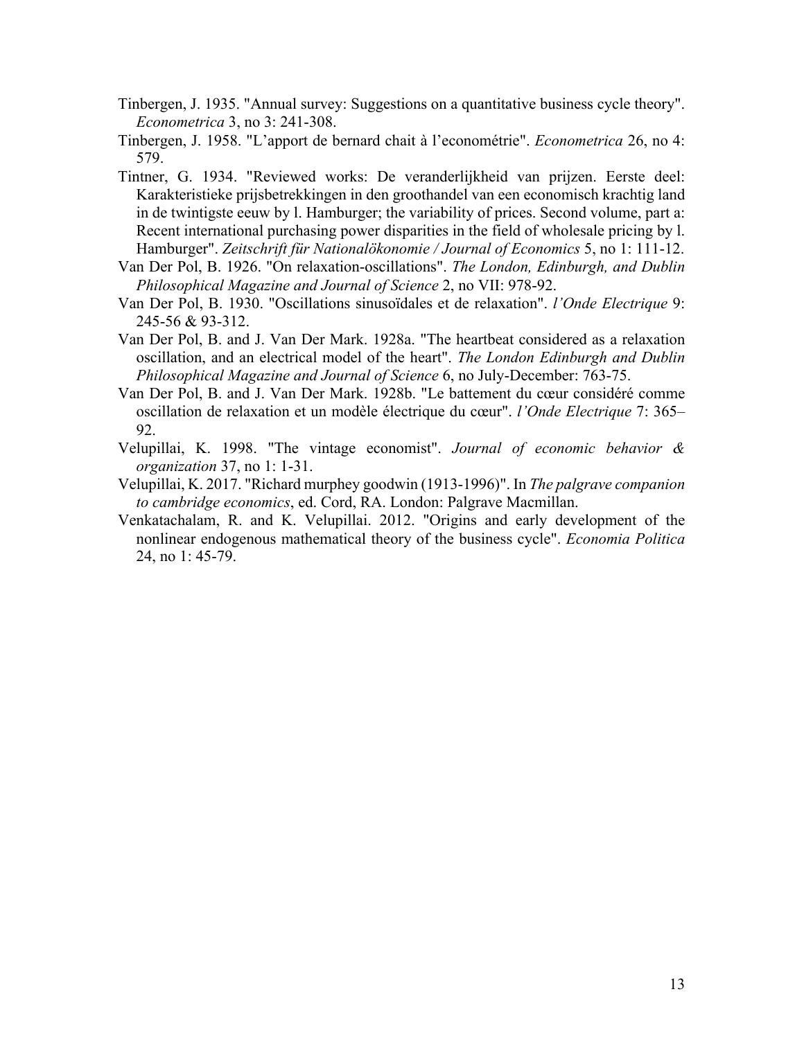Tinbergen, J. 1935. "Annual survey: Suggestions on a quantitative business cycle theory". *Econometrica* 3, no 3: 241-308.

Tinbergen, J. 1958. "L'apport de bernard chait à l'econométrie". *Econometrica* 26, no 4: 579.

Tintner, G. 1934. "Reviewed works: De veranderlijkheid van prijzen. Eerste deel: Karakteristieke prijsbetrekkingen in den groothandel van een economisch krachtig land in de twintigste eeuw by l. Hamburger; the variability of prices. Second volume, part a: Recent international purchasing power disparities in the field of wholesale pricing by l. Hamburger". *Zeitschrift für Nationalökonomie / Journal of Economics* 5, no 1: 111-12.

Van Der Pol, B. 1926. "On relaxation-oscillations". *The London, Edinburgh, and Dublin Philosophical Magazine and Journal of Science* 2, no VII: 978-92.

Van Der Pol, B. 1930. "Oscillations sinusoïdales et de relaxation". *l'Onde Electrique* 9: 245-56 & 93-312.

Van Der Pol, B. and J. Van Der Mark. 1928a. "The heartbeat considered as a relaxation oscillation, and an electrical model of the heart". *The London Edinburgh and Dublin Philosophical Magazine and Journal of Science* 6, no July-December: 763-75.

Van Der Pol, B. and J. Van Der Mark. 1928b. "Le battement du cœur considéré comme oscillation de relaxation et un modèle électrique du cœur". *l'Onde Electrique* 7: 365–92.

Velupillai, K. 1998. "The vintage economist". *Journal of economic behavior & organization* 37, no 1: 1-31.

Velupillai, K. 2017. "Richard murphey goodwin (1913-1996)". In *The palgrave companion to cambridge economics*, ed. Cord, RA. London: Palgrave Macmillan.

Venkatachalam, R. and K. Velupillai. 2012. "Origins and early development of the nonlinear endogenous mathematical theory of the business cycle". *Economia Politica* 24, no 1: 45-79.